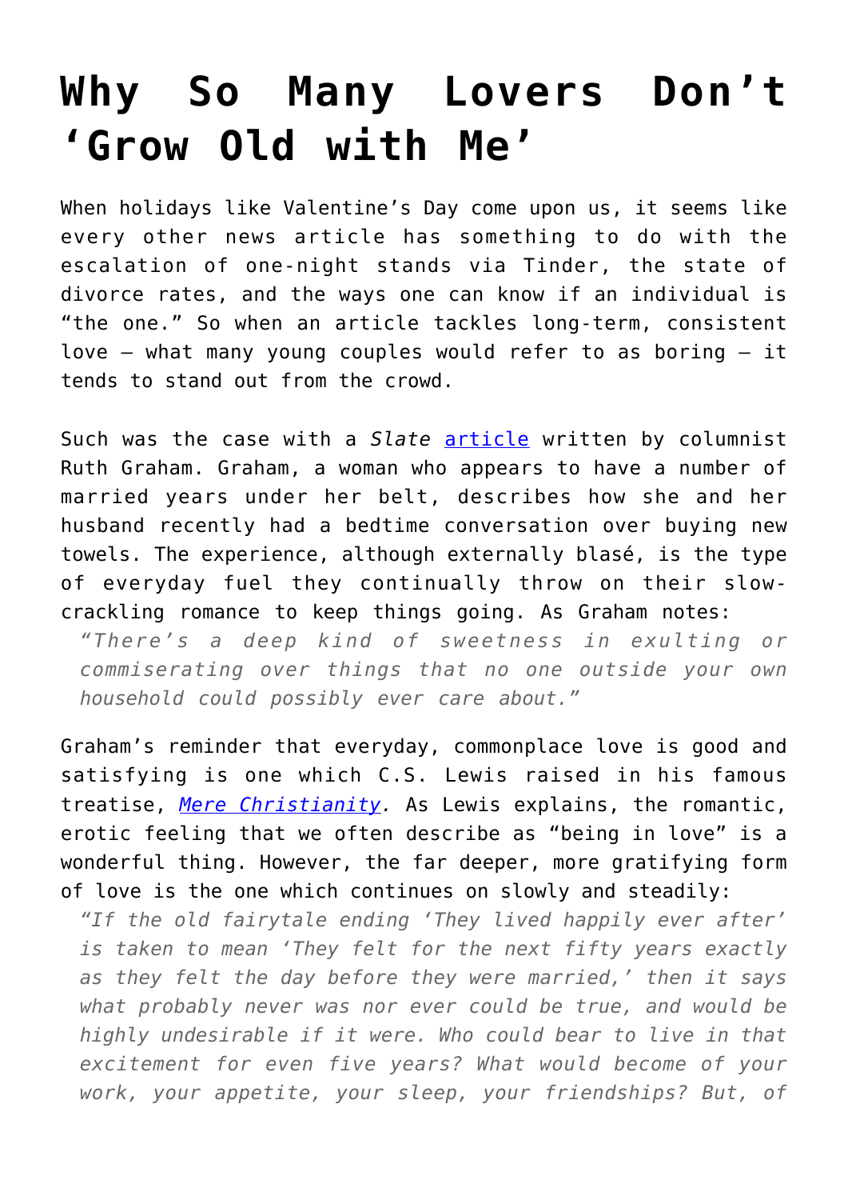# Why So Many Lovers Don't 'Grow Old with Me'

When holidays like Valentine's Day come upon us, it seems like every other news article has something to do with the escalation of one-night stands via Tinder, the state of divorce rates, and the ways one can know if an individual is "the one." So when an article tackles long-term, consistent love – what many young couples would refer to as boring – it tends to stand out from the crowd.

Such was the case with a *Slate* [article](#) written by columnist Ruth Graham. Graham, a woman who appears to have a number of married years under her belt, describes how she and her husband recently had a bedtime conversation over buying new towels. The experience, although externally blasé, is the type of everyday fuel they continually throw on their slow-crackling romance to keep things going. As Graham notes:

> *"There's a deep kind of sweetness in exulting or commiserating over things that no one outside your own household could possibly ever care about."*

Graham's reminder that everyday, commonplace love is good and satisfying is one which C.S. Lewis raised in his famous treatise, [*Mere Christianity*](#). As Lewis explains, the romantic, erotic feeling that we often describe as "being in love" is a wonderful thing. However, the far deeper, more gratifying form of love is the one which continues on slowly and steadily:

> *"If the old fairytale ending 'They lived happily ever after' is taken to mean 'They felt for the next fifty years exactly as they felt the day before they were married,' then it says what probably never was nor ever could be true, and would be highly undesirable if it were. Who could bear to live in that excitement for even five years? What would become of your work, your appetite, your sleep, your friendships? But, of*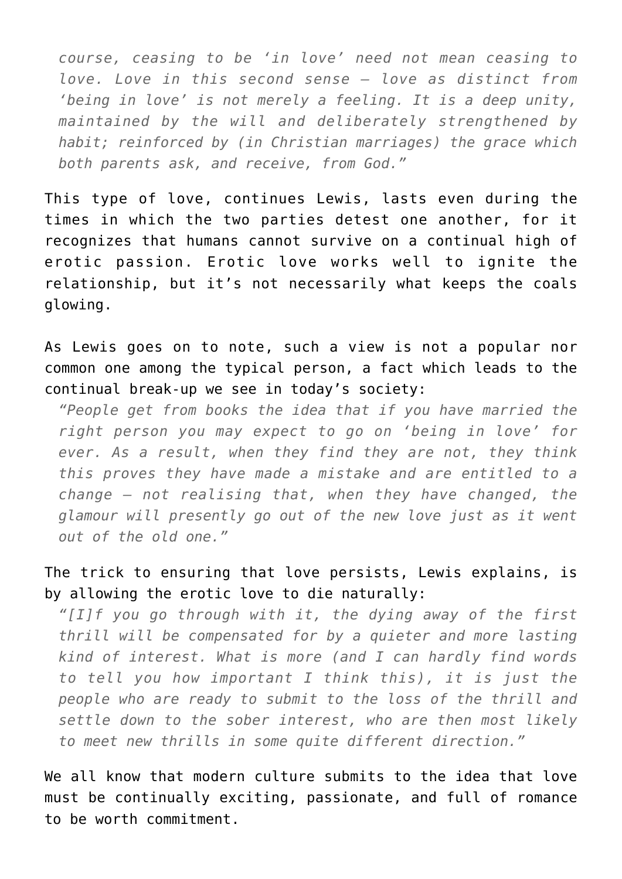> *course, ceasing to be 'in love' need not mean ceasing to love. Love in this second sense – love as distinct from 'being in love' is not merely a feeling. It is a deep unity, maintained by the will and deliberately strengthened by habit; reinforced by (in Christian marriages) the grace which both parents ask, and receive, from God."*

This type of love, continues Lewis, lasts even during the times in which the two parties detest one another, for it recognizes that humans cannot survive on a continual high of erotic passion. Erotic love works well to ignite the relationship, but it's not necessarily what keeps the coals glowing.

As Lewis goes on to note, such a view is not a popular nor common one among the typical person, a fact which leads to the continual break-up we see in today's society:

> *"People get from books the idea that if you have married the right person you may expect to go on 'being in love' for ever. As a result, when they find they are not, they think this proves they have made a mistake and are entitled to a change – not realising that, when they have changed, the glamour will presently go out of the new love just as it went out of the old one."*

The trick to ensuring that love persists, Lewis explains, is by allowing the erotic love to die naturally:

> *"[I]f you go through with it, the dying away of the first thrill will be compensated for by a quieter and more lasting kind of interest. What is more (and I can hardly find words to tell you how important I think this), it is just the people who are ready to submit to the loss of the thrill and settle down to the sober interest, who are then most likely to meet new thrills in some quite different direction."*

We all know that modern culture submits to the idea that love must be continually exciting, passionate, and full of romance to be worth commitment.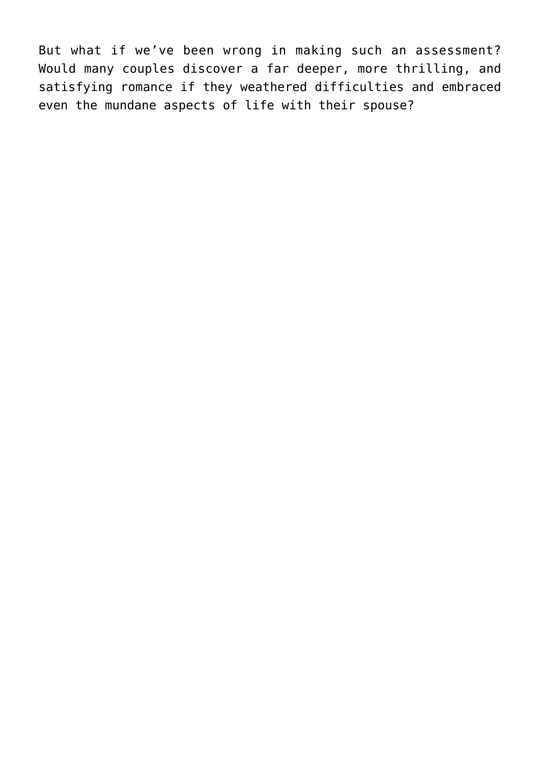But what if we've been wrong in making such an assessment? Would many couples discover a far deeper, more thrilling, and satisfying romance if they weathered difficulties and embraced even the mundane aspects of life with their spouse?